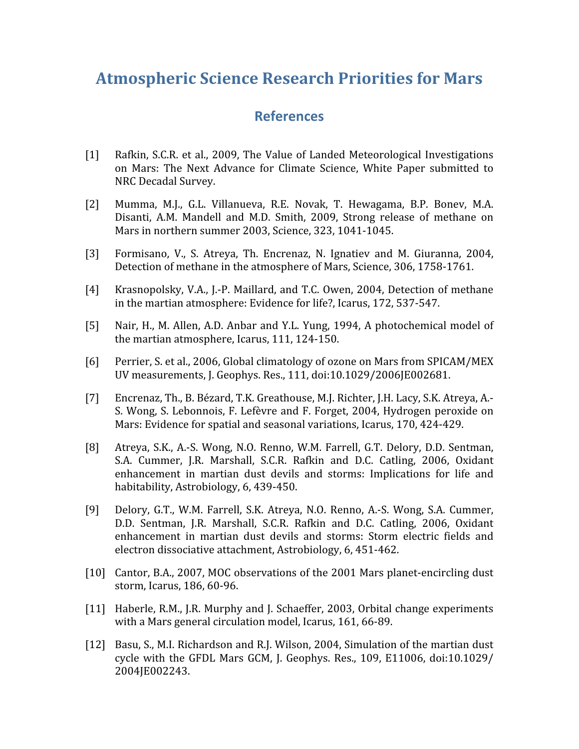# Atmospheric Science Research Priorities for Mars

## References

[1] Rafkin, S.C.R. et al., 2009, The Value of Landed Meteorological Investigations on Mars: The Next Advance for Climate Science, White Paper submitted to NRC Decadal Survey.

[2] Mumma, M.J., G.L. Villanueva, R.E. Novak, T. Hewagama, B.P. Bonev, M.A. Disanti, A.M. Mandell and M.D. Smith, 2009, Strong release of methane on Mars in northern summer 2003, Science, 323, 1041-1045.

[3] Formisano, V., S. Atreya, Th. Encrenaz, N. Ignatiev and M. Giuranna, 2004, Detection of methane in the atmosphere of Mars, Science, 306, 1758-1761.

[4] Krasnopolsky, V.A., J.-P. Maillard, and T.C. Owen, 2004, Detection of methane in the martian atmosphere: Evidence for life?, Icarus, 172, 537-547.

[5] Nair, H., M. Allen, A.D. Anbar and Y.L. Yung, 1994, A photochemical model of the martian atmosphere, Icarus, 111, 124-150.

[6] Perrier, S. et al., 2006, Global climatology of ozone on Mars from SPICAM/MEX UV measurements, J. Geophys. Res., 111, doi:10.1029/2006JE002681.

[7] Encrenaz, Th., B. Bézard, T.K. Greathouse, M.J. Richter, J.H. Lacy, S.K. Atreya, A.-S. Wong, S. Lebonnois, F. Lefèvre and F. Forget, 2004, Hydrogen peroxide on Mars: Evidence for spatial and seasonal variations, Icarus, 170, 424-429.

[8] Atreya, S.K., A.-S. Wong, N.O. Renno, W.M. Farrell, G.T. Delory, D.D. Sentman, S.A. Cummer, J.R. Marshall, S.C.R. Rafkin and D.C. Catling, 2006, Oxidant enhancement in martian dust devils and storms: Implications for life and habitability, Astrobiology, 6, 439-450.

[9] Delory, G.T., W.M. Farrell, S.K. Atreya, N.O. Renno, A.-S. Wong, S.A. Cummer, D.D. Sentman, J.R. Marshall, S.C.R. Rafkin and D.C. Catling, 2006, Oxidant enhancement in martian dust devils and storms: Storm electric fields and electron dissociative attachment, Astrobiology, 6, 451-462.

[10] Cantor, B.A., 2007, MOC observations of the 2001 Mars planet-encircling dust storm, Icarus, 186, 60-96.

[11] Haberle, R.M., J.R. Murphy and J. Schaeffer, 2003, Orbital change experiments with a Mars general circulation model, Icarus, 161, 66-89.

[12] Basu, S., M.I. Richardson and R.J. Wilson, 2004, Simulation of the martian dust cycle with the GFDL Mars GCM, J. Geophys. Res., 109, E11006, doi:10.1029/2004JE002243.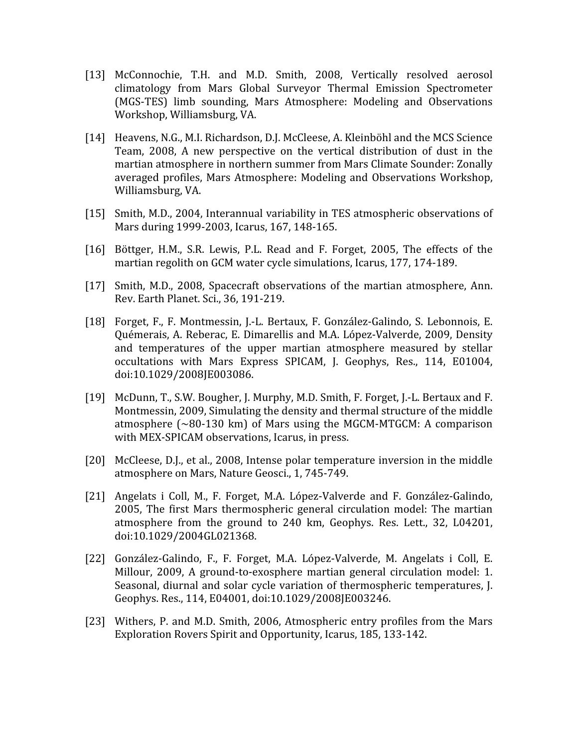[13] McConnochie, T.H. and M.D. Smith, 2008, Vertically resolved aerosol climatology from Mars Global Surveyor Thermal Emission Spectrometer (MGS-TES) limb sounding, Mars Atmosphere: Modeling and Observations Workshop, Williamsburg, VA.

[14] Heavens, N.G., M.I. Richardson, D.J. McCleese, A. Kleinböhl and the MCS Science Team, 2008, A new perspective on the vertical distribution of dust in the martian atmosphere in northern summer from Mars Climate Sounder: Zonally averaged profiles, Mars Atmosphere: Modeling and Observations Workshop, Williamsburg, VA.

[15] Smith, M.D., 2004, Interannual variability in TES atmospheric observations of Mars during 1999-2003, Icarus, 167, 148-165.

[16] Böttger, H.M., S.R. Lewis, P.L. Read and F. Forget, 2005, The effects of the martian regolith on GCM water cycle simulations, Icarus, 177, 174-189.

[17] Smith, M.D., 2008, Spacecraft observations of the martian atmosphere, Ann. Rev. Earth Planet. Sci., 36, 191-219.

[18] Forget, F., F. Montmessin, J.-L. Bertaux, F. González-Galindo, S. Lebonnois, E. Quémerais, A. Reberac, E. Dimarellis and M.A. López-Valverde, 2009, Density and temperatures of the upper martian atmosphere measured by stellar occultations with Mars Express SPICAM, J. Geophys, Res., 114, E01004, doi:10.1029/2008JE003086.

[19] McDunn, T., S.W. Bougher, J. Murphy, M.D. Smith, F. Forget, J.-L. Bertaux and F. Montmessin, 2009, Simulating the density and thermal structure of the middle atmosphere (~80-130 km) of Mars using the MGCM-MTGCM: A comparison with MEX-SPICAM observations, Icarus, in press.

[20] McCleese, D.J., et al., 2008, Intense polar temperature inversion in the middle atmosphere on Mars, Nature Geosci., 1, 745-749.

[21] Angelats i Coll, M., F. Forget, M.A. López-Valverde and F. González-Galindo, 2005, The first Mars thermospheric general circulation model: The martian atmosphere from the ground to 240 km, Geophys. Res. Lett., 32, L04201, doi:10.1029/2004GL021368.

[22] González-Galindo, F., F. Forget, M.A. López-Valverde, M. Angelats i Coll, E. Millour, 2009, A ground-to-exosphere martian general circulation model: 1. Seasonal, diurnal and solar cycle variation of thermospheric temperatures, J. Geophys. Res., 114, E04001, doi:10.1029/2008JE003246.

[23] Withers, P. and M.D. Smith, 2006, Atmospheric entry profiles from the Mars Exploration Rovers Spirit and Opportunity, Icarus, 185, 133-142.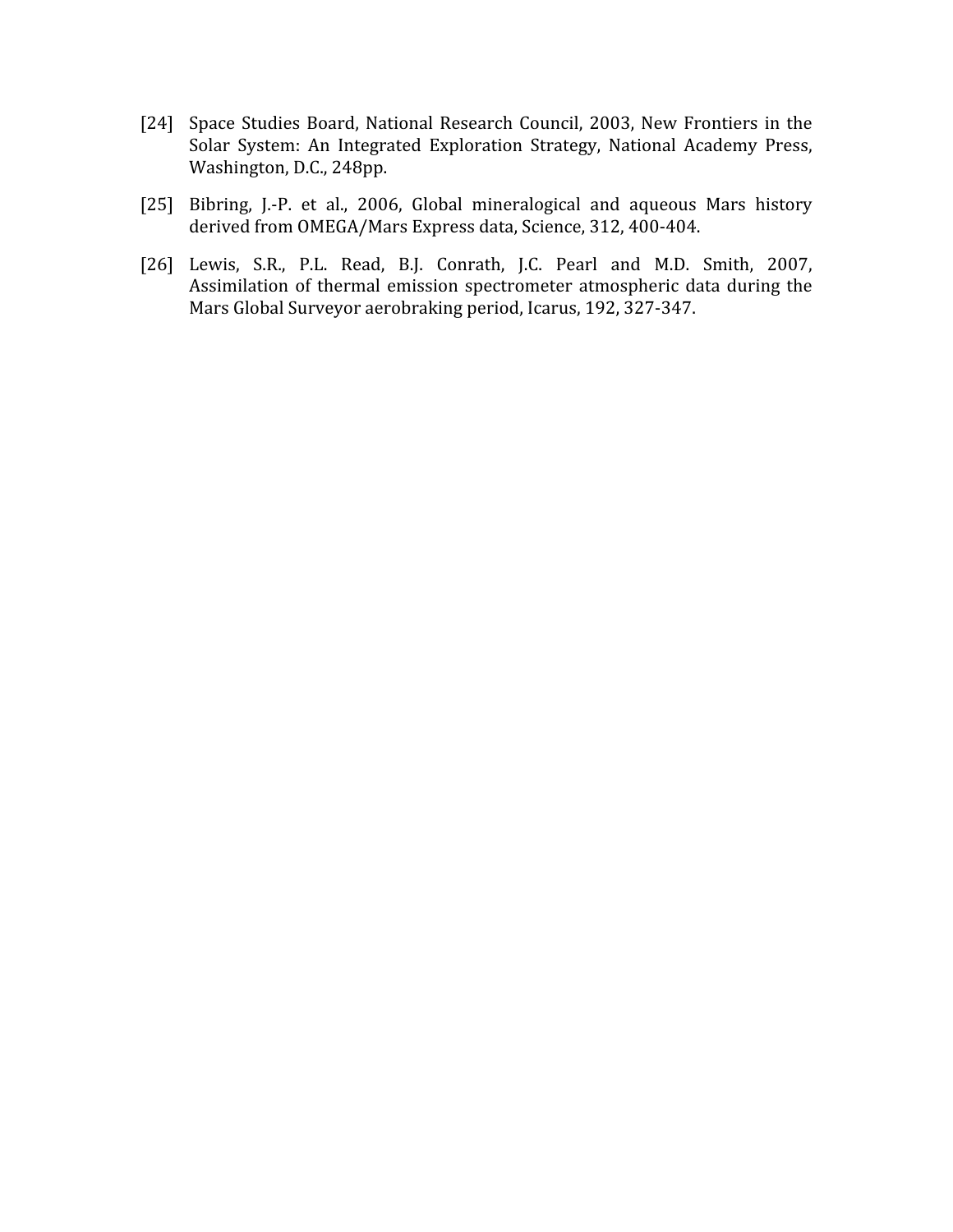[24] Space Studies Board, National Research Council, 2003, New Frontiers in the Solar System: An Integrated Exploration Strategy, National Academy Press, Washington, D.C., 248pp.

[25] Bibring, J.-P. et al., 2006, Global mineralogical and aqueous Mars history derived from OMEGA/Mars Express data, Science, 312, 400-404.

[26] Lewis, S.R., P.L. Read, B.J. Conrath, J.C. Pearl and M.D. Smith, 2007, Assimilation of thermal emission spectrometer atmospheric data during the Mars Global Surveyor aerobraking period, Icarus, 192, 327-347.